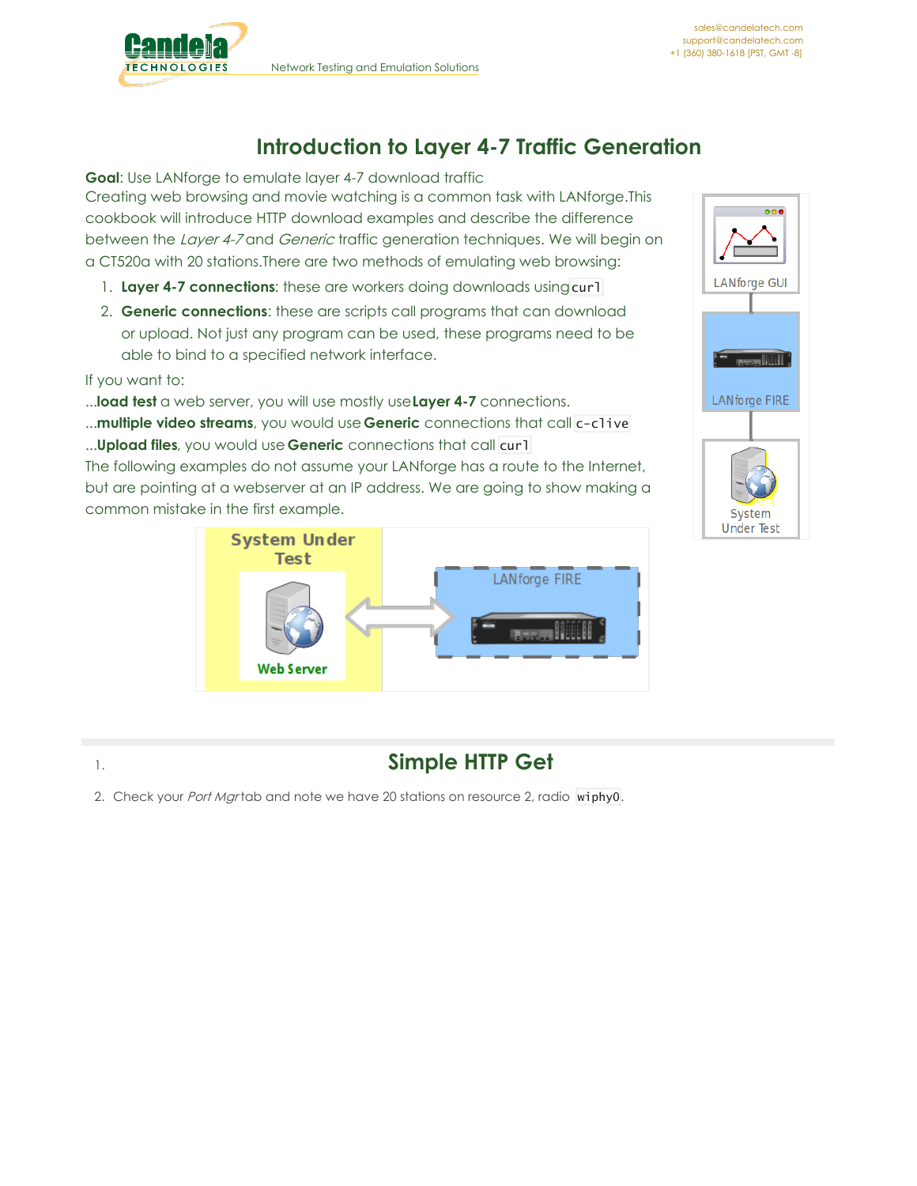# Introduction to Layer 4-7 Traffic Generation

**Goal**: Use LANforge to emulate layer 4-7 download traffic

Creating web browsing and movie watching is a common task with LANforge.This cookbook will introduce HTTP download examples and describe the difference between the *Layer 4-7* and *Generic* traffic generation techniques. We will begin on a CT520a with 20 stations.There are two methods of emulating web browsing:

1. **Layer 4-7 connections**: these are workers doing downloads using `curl`
2. **Generic connections**: these are scripts call programs that can download or upload. Not just any program can be used, these programs need to be able to bind to a specified network interface.

If you want to:

...**load test** a web server, you will use mostly use **Layer 4-7** connections.

...**multiple video streams**, you would use **Generic** connections that call `c-clive`

...**Upload files**, you would use **Generic** connections that call `curl`

The following examples do not assume your LANforge has a route to the Internet, but are pointing at a webserver at an IP address. We are going to show making a common mistake in the first example.

## 1. Simple HTTP Get

2. Check your *Port Mgr* tab and note we have 20 stations on resource 2, radio `wiphy0`.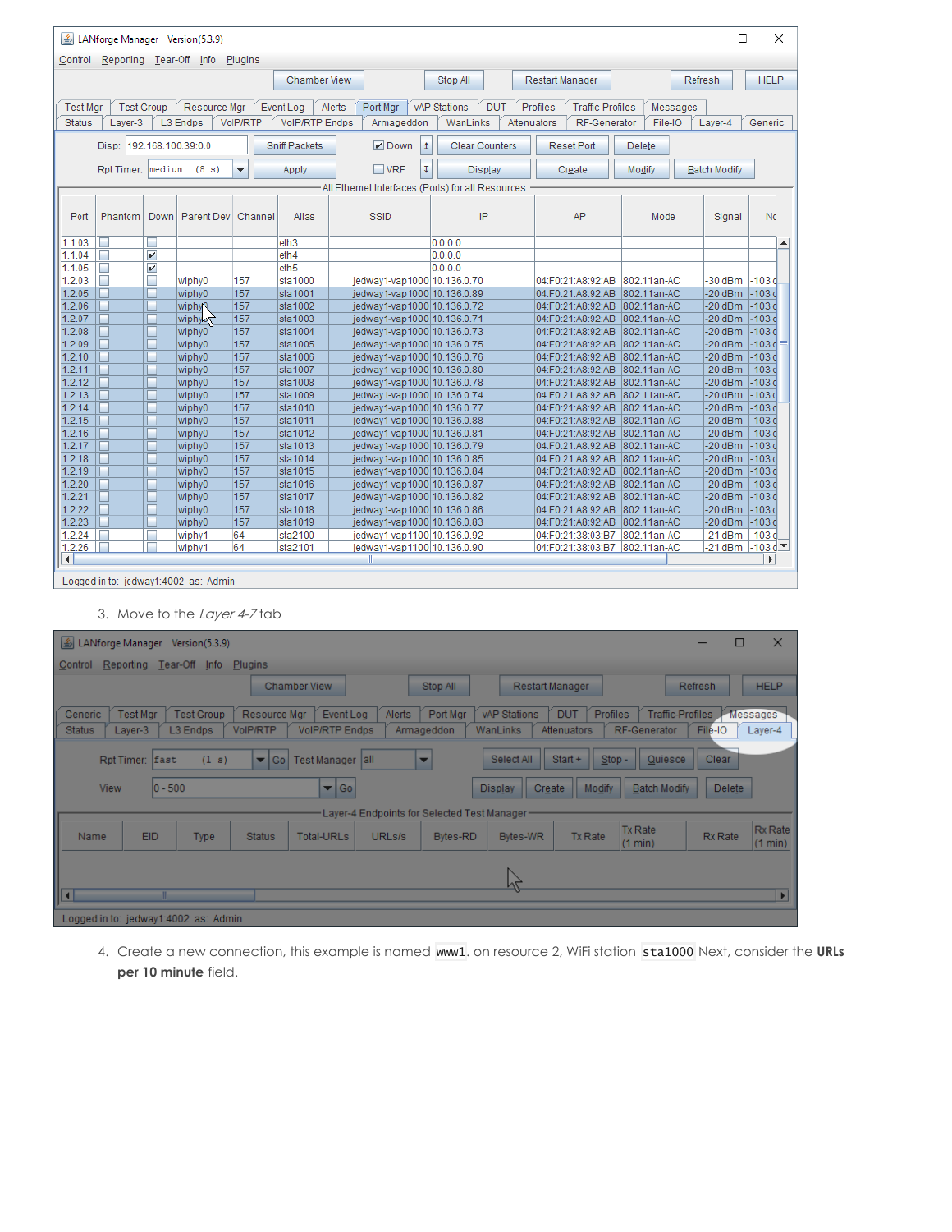3. Move to the *Layer 4-7* tab

4. Create a new connection, this example is named `www1`. on resource 2, WiFi station `sta1000` Next, consider the **URLs per 10 minute** field.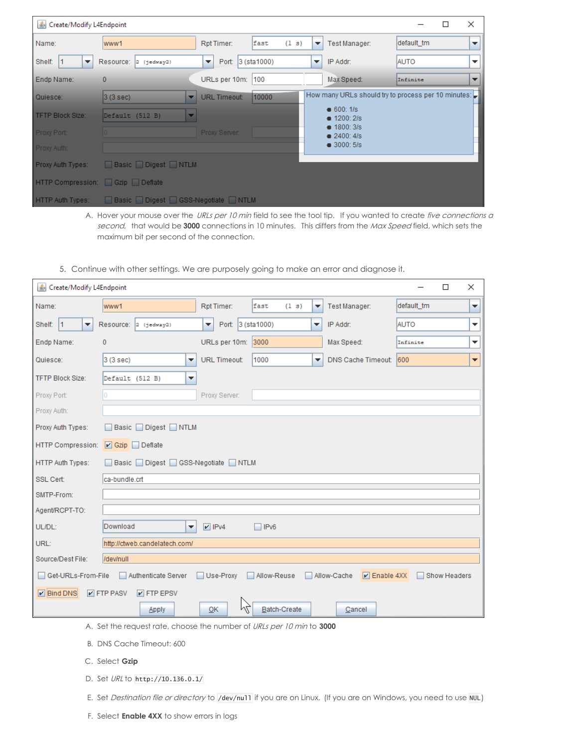A. Hover your mouse over the *URLs per 10 min* field to see the tool tip. If you wanted to create *five connections a second*, that would be **3000** connections in 10 minutes. This differs from the *Max Speed* field, which sets the maximum bit per second of the connection.

5. Continue with other settings. We are purposely going to make an error and diagnose it.

A. Set the request rate, choose the number of *URLs per 10 min* to **3000**

B. DNS Cache Timeout: 600

C. Select **Gzip**

D. Set *URL* to `http://10.136.0.1/`

E. Set *Destination file or directory* to `/dev/null` if you are on Linux. (If you are on Windows, you need to use `NUL`)

F. Select **Enable 4XX** to show errors in logs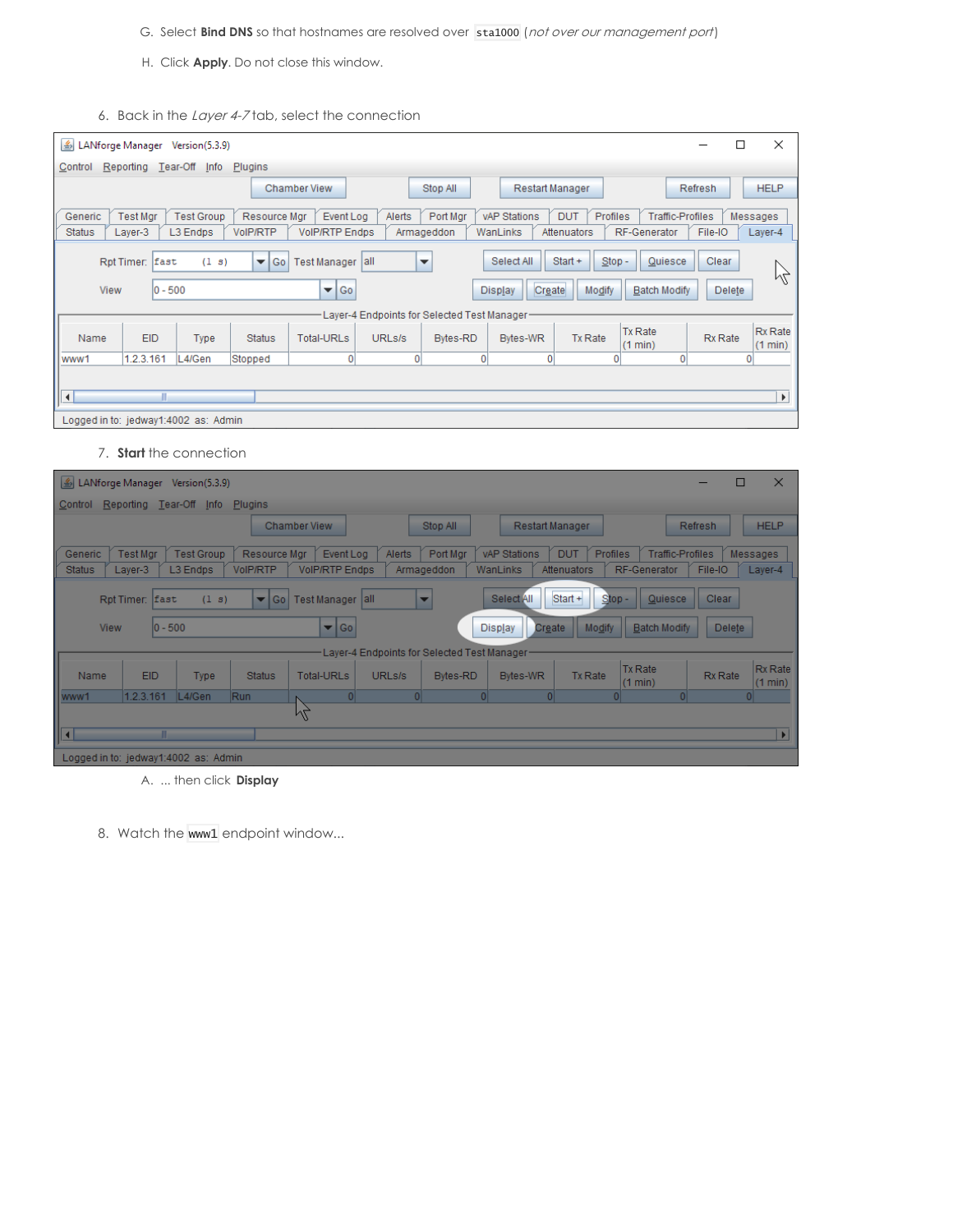G. Select **Bind DNS** so that hostnames are resolved over `sta1000` (*not over our management port*)

H. Click **Apply**. Do not close this window.

6. Back in the *Layer 4-7* tab, select the connection

7. **Start** the connection

   A. ... then click **Display**

8. Watch the `www1` endpoint window...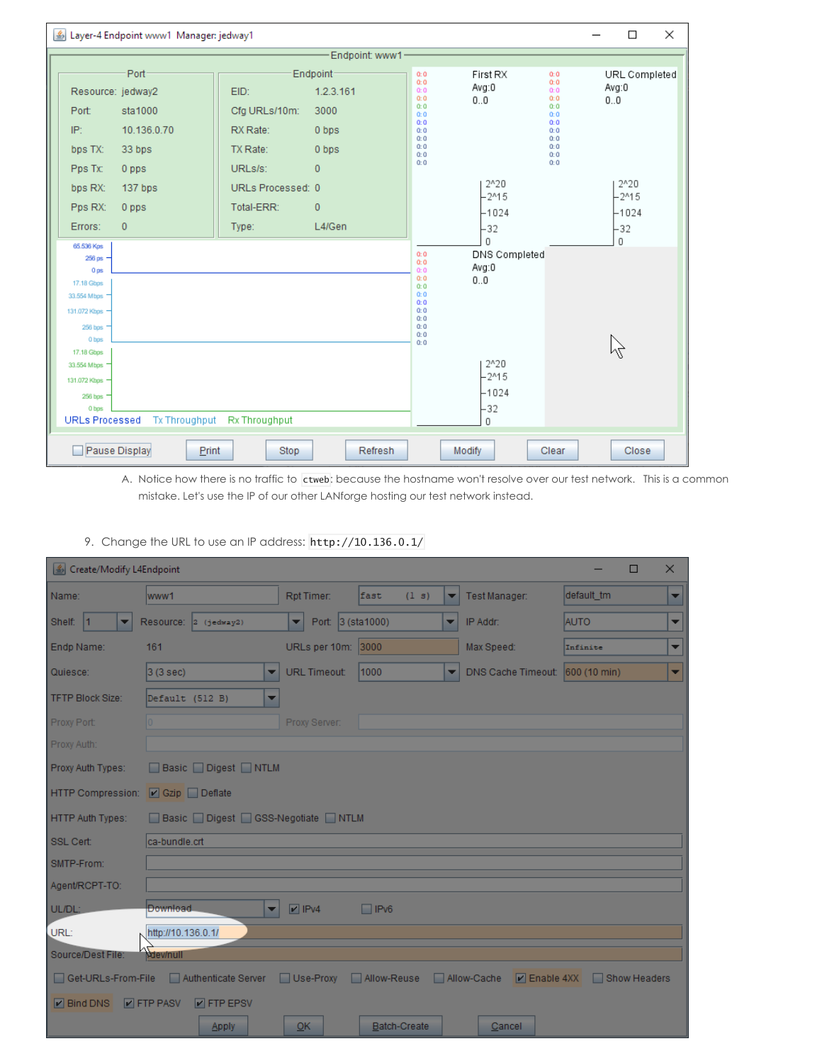A. Notice how there is no traffic to `ctweb`: because the hostname won't resolve over our test network. This is a common mistake. Let's use the IP of our other LANforge hosting our test network instead.

9. Change the URL to use an IP address: `http://10.136.0.1/`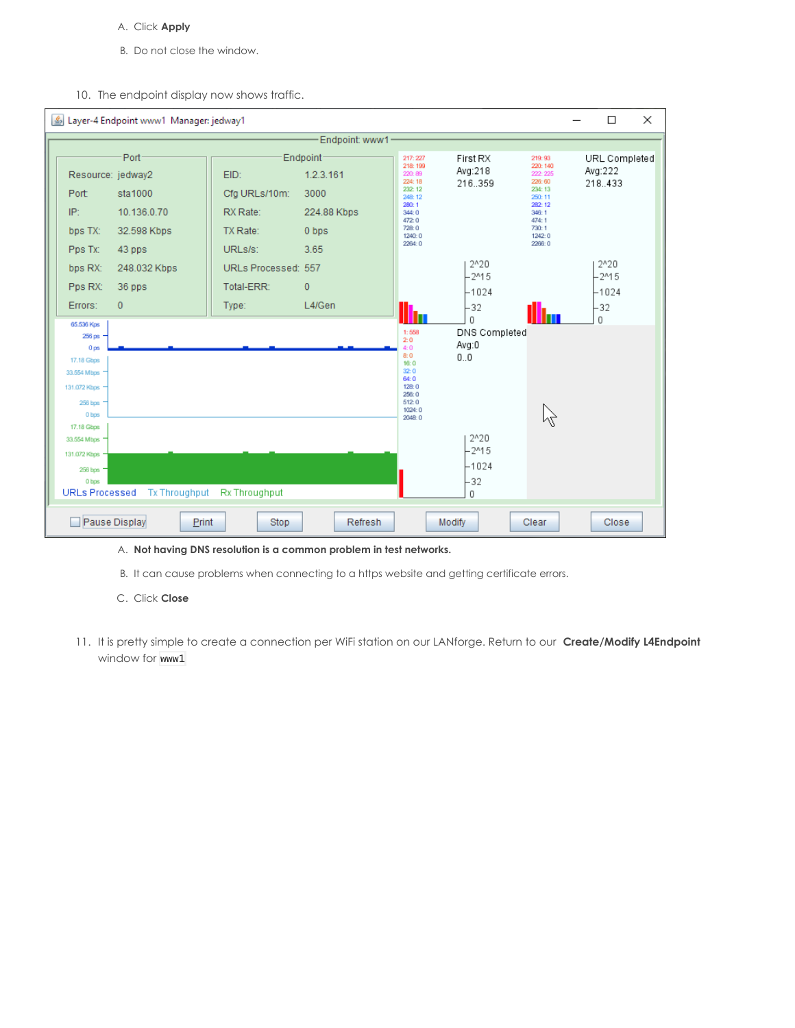A. Click **Apply**

B. Do not close the window.

10. The endpoint display now shows traffic.

A. **Not having DNS resolution is a common problem in test networks.**

B. It can cause problems when connecting to a https website and getting certificate errors.

C. Click **Close**

11. It is pretty simple to create a connection per WiFi station on our LANforge. Return to our **Create/Modify L4Endpoint** window for `www1`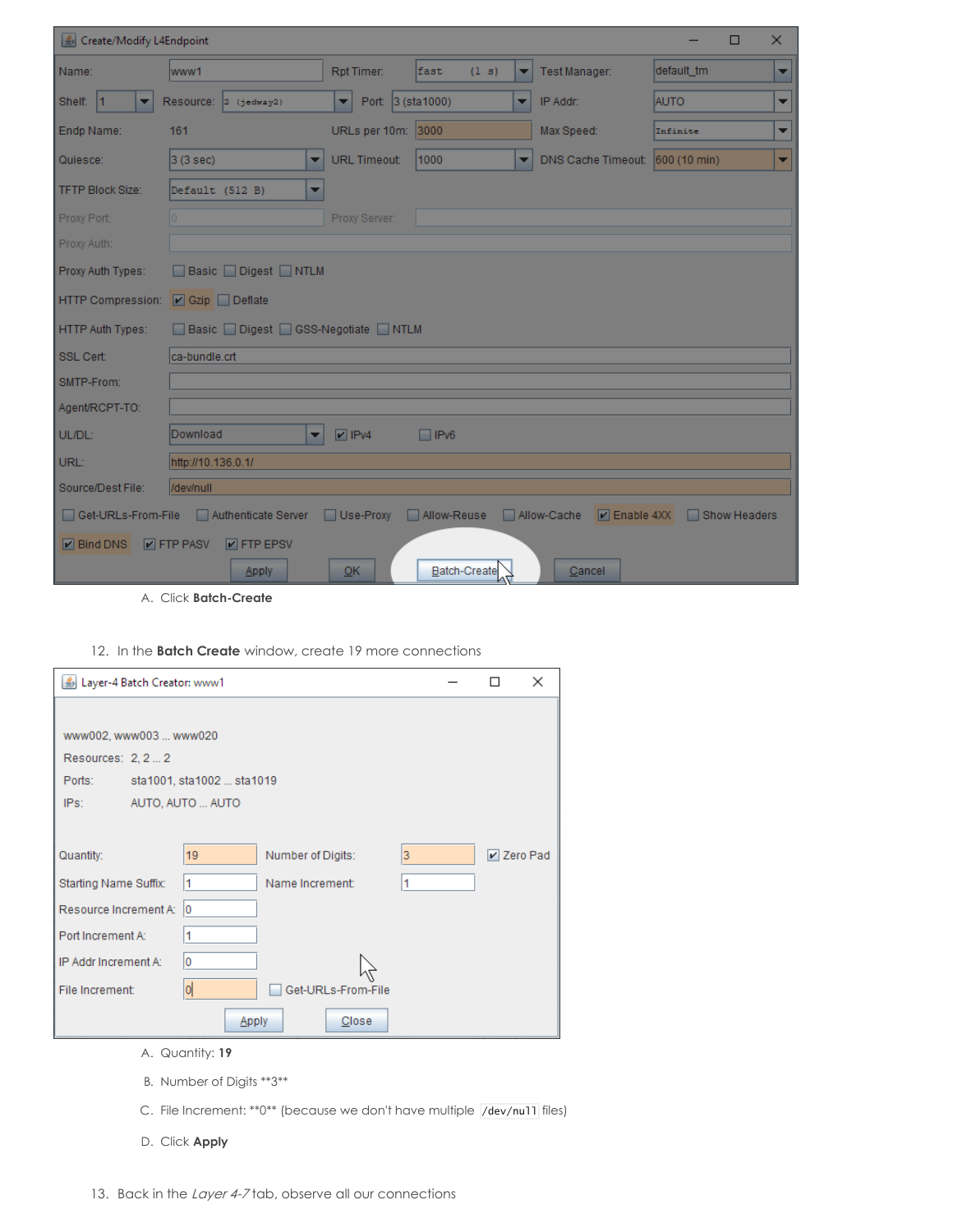A. Click **Batch-Create**

12. In the **Batch Create** window, create 19 more connections

A. Quantity: **19**

B. Number of Digits **3**

C. File Increment: **0** (because we don't have multiple `/dev/null` files)

D. Click **Apply**

13. Back in the *Layer 4-7* tab, observe all our connections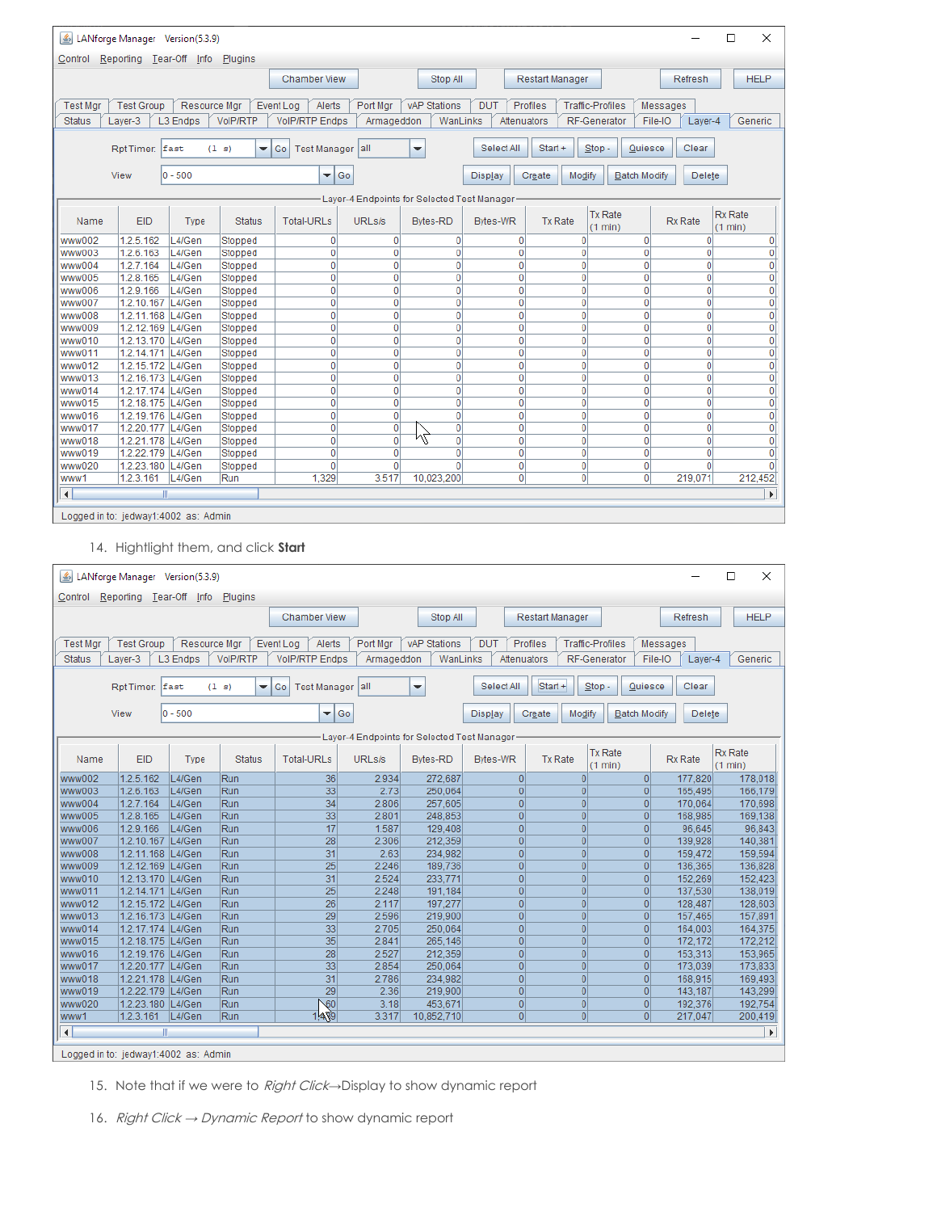LANforge Manager Version(5.3.9)

Control Reporting Tear-Off Info Plugins

Layer-4 Endpoints for Selected Test Manager

| Name | EID | Type | Status | Total-URLs | URLs/s | Bytes-RD | Bytes-WR | Tx Rate | Tx Rate (1 min) | Rx Rate | Rx Rate (1 min) |
|---|---|---|---|---|---|---|---|---|---|---|---|
| www002 | 1.2.5.162 | L4/Gen | Stopped | 0 | 0 | 0 | 0 | 0 | 0 | 0 | 0 |
| www003 | 1.2.6.163 | L4/Gen | Stopped | 0 | 0 | 0 | 0 | 0 | 0 | 0 | 0 |
| www004 | 1.2.7.164 | L4/Gen | Stopped | 0 | 0 | 0 | 0 | 0 | 0 | 0 | 0 |
| www005 | 1.2.8.165 | L4/Gen | Stopped | 0 | 0 | 0 | 0 | 0 | 0 | 0 | 0 |
| www006 | 1.2.9.166 | L4/Gen | Stopped | 0 | 0 | 0 | 0 | 0 | 0 | 0 | 0 |
| www007 | 1.2.10.167 | L4/Gen | Stopped | 0 | 0 | 0 | 0 | 0 | 0 | 0 | 0 |
| www008 | 1.2.11.168 | L4/Gen | Stopped | 0 | 0 | 0 | 0 | 0 | 0 | 0 | 0 |
| www009 | 1.2.12.169 | L4/Gen | Stopped | 0 | 0 | 0 | 0 | 0 | 0 | 0 | 0 |
| www010 | 1.2.13.170 | L4/Gen | Stopped | 0 | 0 | 0 | 0 | 0 | 0 | 0 | 0 |
| www011 | 1.2.14.171 | L4/Gen | Stopped | 0 | 0 | 0 | 0 | 0 | 0 | 0 | 0 |
| www012 | 1.2.15.172 | L4/Gen | Stopped | 0 | 0 | 0 | 0 | 0 | 0 | 0 | 0 |
| www013 | 1.2.16.173 | L4/Gen | Stopped | 0 | 0 | 0 | 0 | 0 | 0 | 0 | 0 |
| www014 | 1.2.17.174 | L4/Gen | Stopped | 0 | 0 | 0 | 0 | 0 | 0 | 0 | 0 |
| www015 | 1.2.18.175 | L4/Gen | Stopped | 0 | 0 | 0 | 0 | 0 | 0 | 0 | 0 |
| www016 | 1.2.19.176 | L4/Gen | Stopped | 0 | 0 | 0 | 0 | 0 | 0 | 0 | 0 |
| www017 | 1.2.20.177 | L4/Gen | Stopped | 0 | 0 | 0 | 0 | 0 | 0 | 0 | 0 |
| www018 | 1.2.21.178 | L4/Gen | Stopped | 0 | 0 | 0 | 0 | 0 | 0 | 0 | 0 |
| www019 | 1.2.22.179 | L4/Gen | Stopped | 0 | 0 | 0 | 0 | 0 | 0 | 0 | 0 |
| www020 | 1.2.23.180 | L4/Gen | Stopped | 0 | 0 | 0 | 0 | 0 | 0 | 0 | 0 |
| www1 | 1.2.3.161 | L4/Gen | Run | 1,329 | 3.517 | 10,023,200 | 0 | 0 | 0 | 219,071 | 212,452 |

Logged in to: jedway1:4002 as: Admin

14. Hightlight them, and click **Start**

LANforge Manager Version(5.3.9)

Layer-4 Endpoints for Selected Test Manager

| Name | EID | Type | Status | Total-URLs | URLs/s | Bytes-RD | Bytes-WR | Tx Rate | Tx Rate (1 min) | Rx Rate | Rx Rate (1 min) |
|---|---|---|---|---|---|---|---|---|---|---|---|
| www002 | 1.2.5.162 | L4/Gen | Run | 36 | 2.934 | 272,687 | 0 | 0 | 0 | 177,820 | 178,018 |
| www003 | 1.2.6.163 | L4/Gen | Run | 33 | 2.73 | 250,064 | 0 | 0 | 0 | 165,495 | 166,179 |
| www004 | 1.2.7.164 | L4/Gen | Run | 34 | 2.806 | 257,605 | 0 | 0 | 0 | 170,064 | 170,698 |
| www005 | 1.2.8.165 | L4/Gen | Run | 33 | 2.801 | 248,853 | 0 | 0 | 0 | 168,985 | 169,138 |
| www006 | 1.2.9.166 | L4/Gen | Run | 17 | 1.587 | 129,408 | 0 | 0 | 0 | 96,645 | 96,843 |
| www007 | 1.2.10.167 | L4/Gen | Run | 28 | 2.306 | 212,359 | 0 | 0 | 0 | 139,928 | 140,381 |
| www008 | 1.2.11.168 | L4/Gen | Run | 31 | 2.63 | 234,982 | 0 | 0 | 0 | 159,472 | 159,594 |
| www009 | 1.2.12.169 | L4/Gen | Run | 25 | 2.246 | 189,736 | 0 | 0 | 0 | 136,365 | 136,828 |
| www010 | 1.2.13.170 | L4/Gen | Run | 31 | 2.524 | 233,771 | 0 | 0 | 0 | 152,269 | 152,423 |
| www011 | 1.2.14.171 | L4/Gen | Run | 25 | 2.248 | 191,184 | 0 | 0 | 0 | 137,530 | 138,019 |
| www012 | 1.2.15.172 | L4/Gen | Run | 26 | 2.117 | 197,277 | 0 | 0 | 0 | 128,487 | 128,603 |
| www013 | 1.2.16.173 | L4/Gen | Run | 29 | 2.596 | 219,900 | 0 | 0 | 0 | 157,465 | 157,891 |
| www014 | 1.2.17.174 | L4/Gen | Run | 33 | 2.705 | 250,064 | 0 | 0 | 0 | 164,003 | 164,375 |
| www015 | 1.2.18.175 | L4/Gen | Run | 35 | 2.841 | 265,145 | 0 | 0 | 0 | 172,172 | 172,212 |
| www016 | 1.2.19.176 | L4/Gen | Run | 28 | 2.527 | 212,359 | 0 | 0 | 0 | 153,313 | 153,965 |
| www017 | 1.2.20.177 | L4/Gen | Run | 33 | 2.854 | 250,064 | 0 | 0 | 0 | 173,039 | 173,833 |
| www018 | 1.2.21.178 | L4/Gen | Run | 31 | 2.786 | 234,982 | 0 | 0 | 0 | 168,915 | 169,493 |
| www019 | 1.2.22.179 | L4/Gen | Run | 29 | 2.36 | 219,900 | 0 | 0 | 0 | 143,187 | 143,299 |
| www020 | 1.2.23.180 | L4/Gen | Run | 60 | 3.18 | 453,671 | 0 | 0 | 0 | 192,376 | 192,754 |
| www1 | 1.2.3.161 | L4/Gen | Run | 1,439 | 3.317 | 10,852,710 | 0 | 0 | 0 | 217,047 | 200,419 |

Logged in to: jedway1:4002 as: Admin

15. Note that if we were to *Right Click*→Display to show dynamic report

16. *Right Click → Dynamic Report* to show dynamic report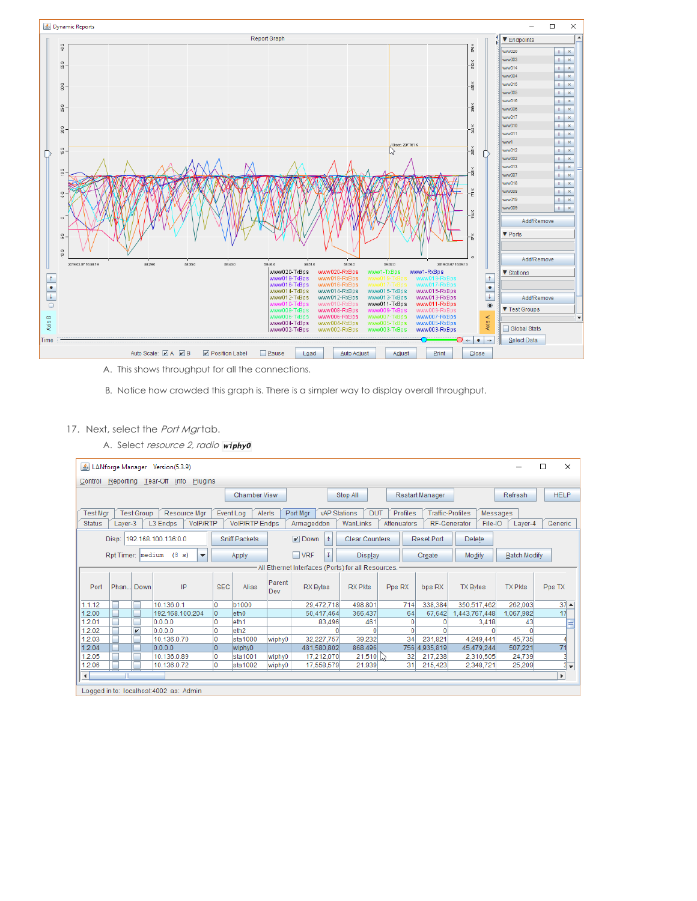A. This shows throughput for all the connections.

B. Notice how crowded this graph is. There is a simpler way to display overall throughput.

17. Next, select the *Port Mgr* tab.

    A. Select *resource 2, radio* **wiphy0**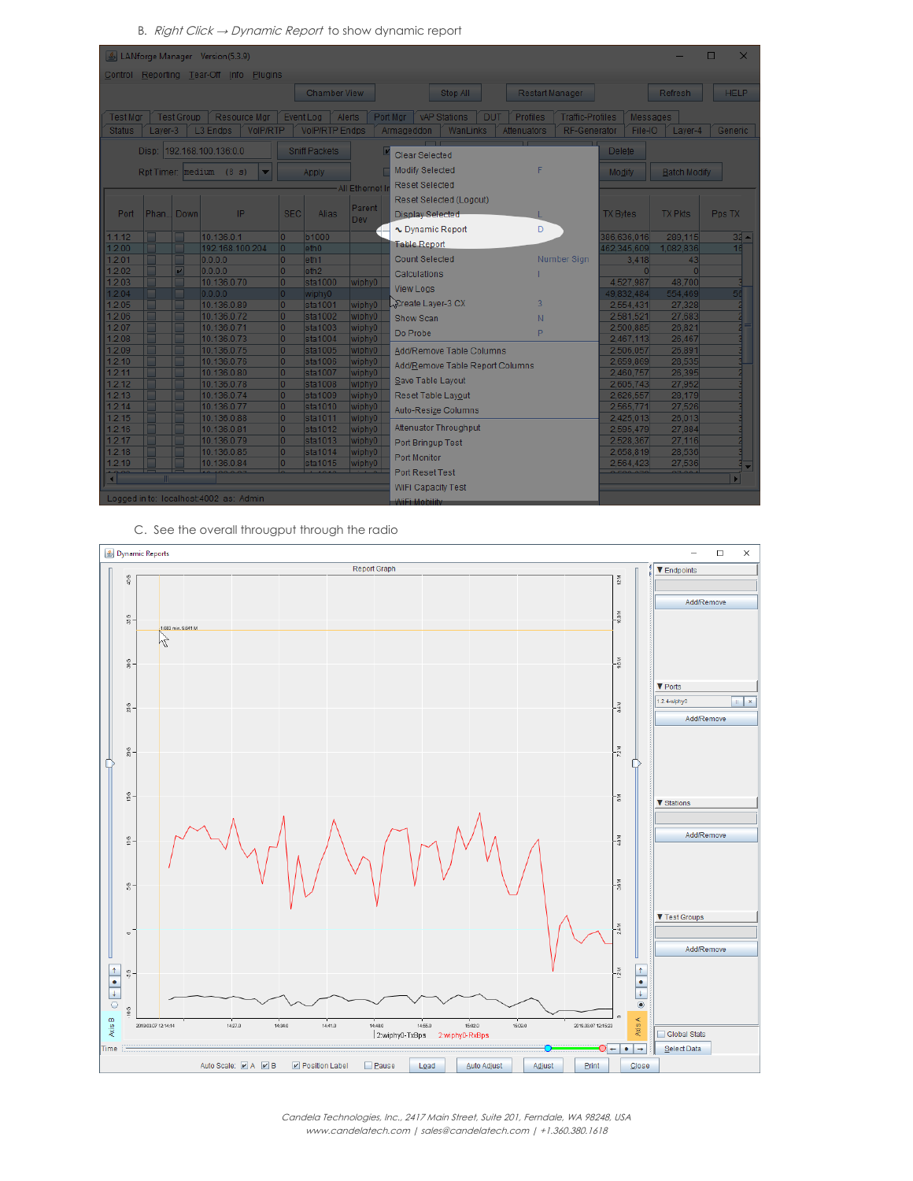B. *Right Click → Dynamic Report* to show dynamic report

C. See the overall througput through the radio